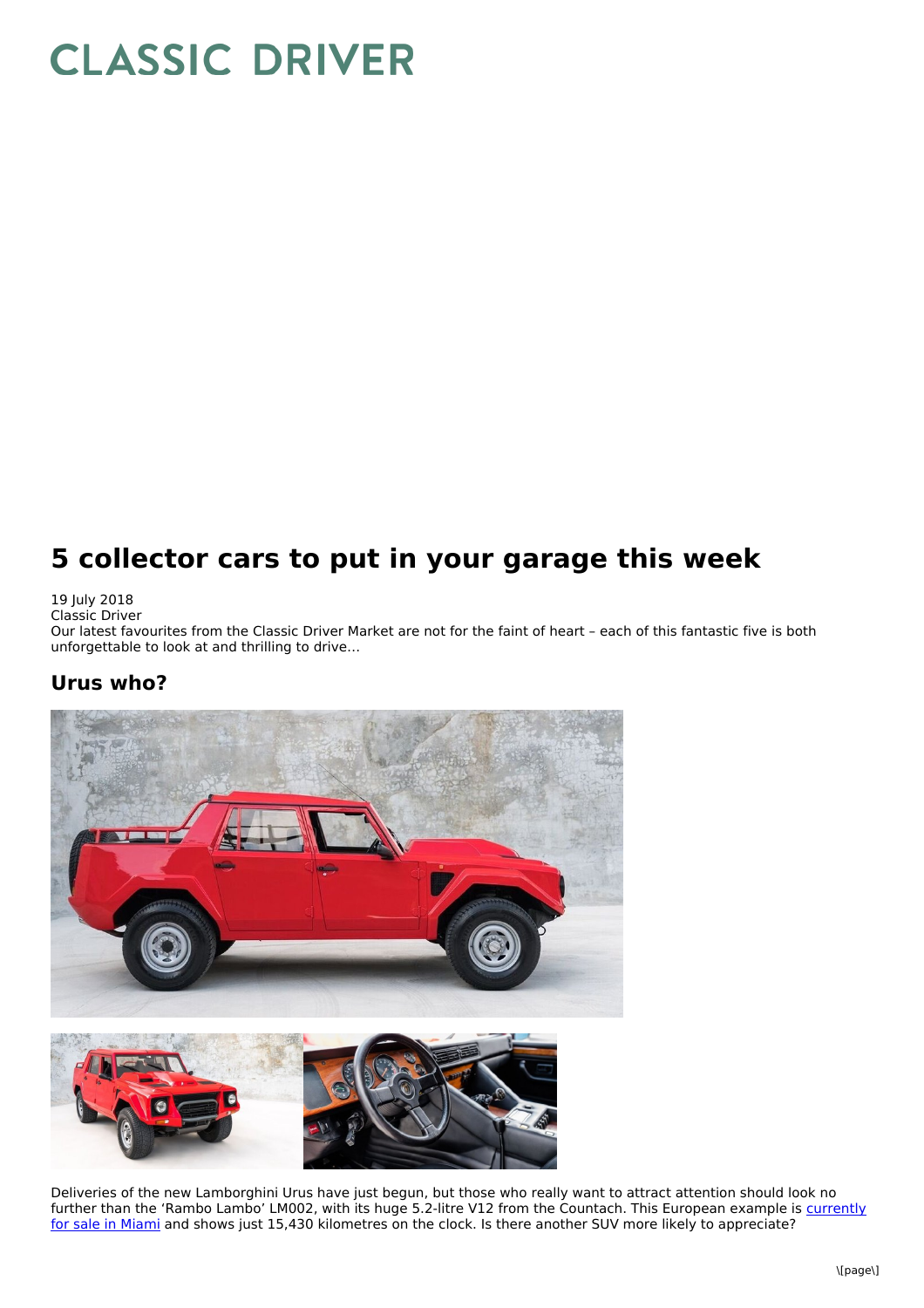# CLASSIC DRIVER

# 5 collector cars to put in your garage this week

19 July 2018

Classic Driver

Our latest favourites from the Classic Driver Market are not for the faint of heart – each of this fantastic five is both unforgettable to look at and thrilling to drive…

## Urus who?

Deliveries of the new Lamborghini Urus have just begun, but those who really want to attract attention should look no further than the 'Rambo Lambo' LM002, with its huge 5.2-litre V12 from the Countach. This European example is [currently for sale in Miami] and shows just 15,430 kilometres on the clock. Is there another SUV more likely to appreciate?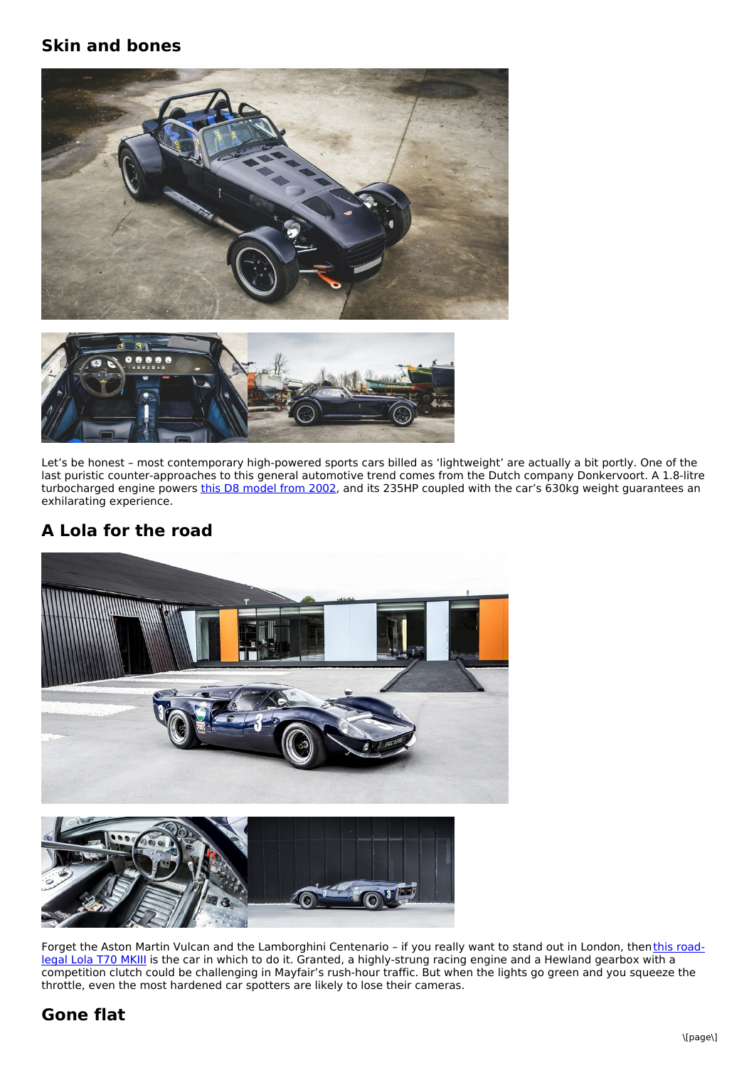## Skin and bones

Let's be honest – most contemporary high-powered sports cars billed as 'lightweight' are actually a bit portly. One of the last puristic counter-approaches to this general automotive trend comes from the Dutch company Donkervoort. A 1.8-litre turbocharged engine powers [this D8 model from 2002](), and its 235HP coupled with the car's 630kg weight guarantees an exhilarating experience.

## A Lola for the road

Forget the Aston Martin Vulcan and the Lamborghini Centenario – if you really want to stand out in London, then [this road-legal Lola T70 MKIII]() is the car in which to do it. Granted, a highly-strung racing engine and a Hewland gearbox with a competition clutch could be challenging in Mayfair's rush-hour traffic. But when the lights go green and you squeeze the throttle, even the most hardened car spotters are likely to lose their cameras.

## Gone flat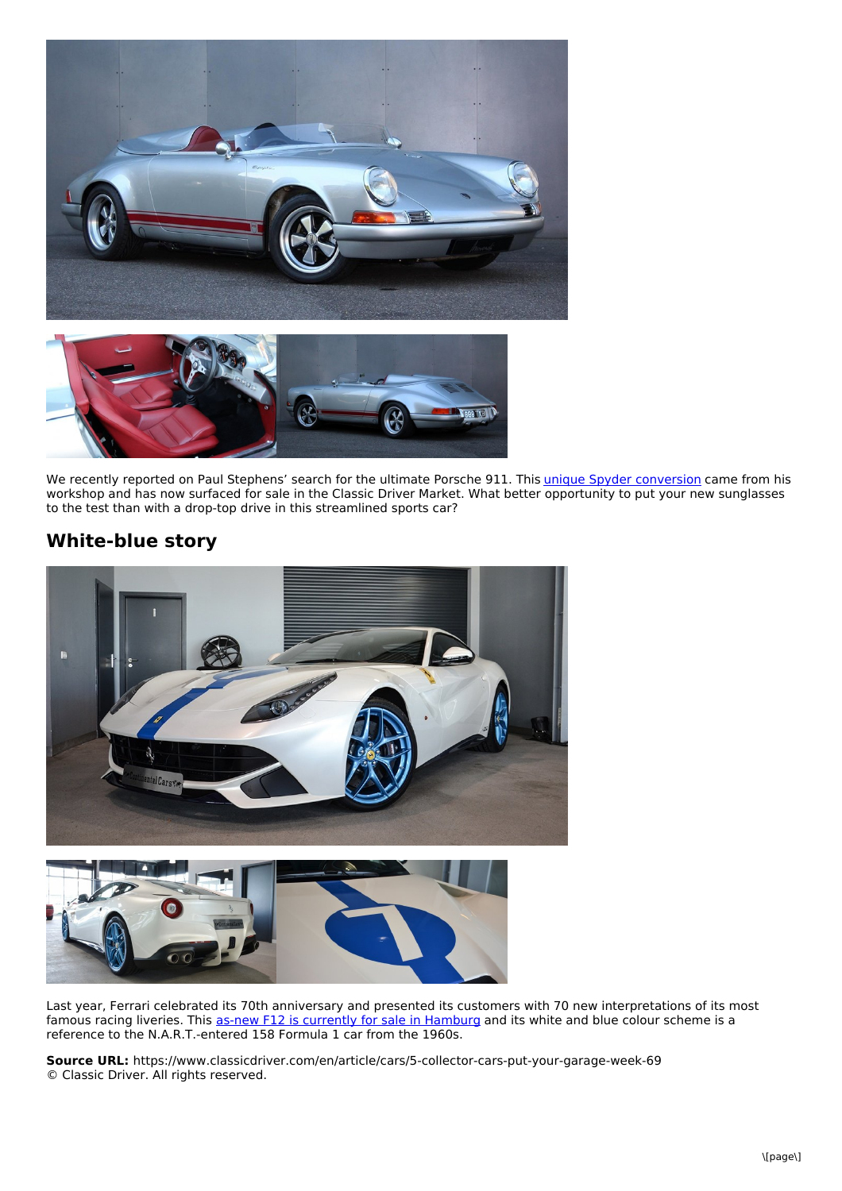We recently reported on Paul Stephens' search for the ultimate Porsche 911. This unique Spyder conversion came from his workshop and has now surfaced for sale in the Classic Driver Market. What better opportunity to put your new sunglasses to the test than with a drop-top drive in this streamlined sports car?

## White-blue story

Last year, Ferrari celebrated its 70th anniversary and presented its customers with 70 new interpretations of its most famous racing liveries. This as-new F12 is currently for sale in Hamburg and its white and blue colour scheme is a reference to the N.A.R.T.-entered 158 Formula 1 car from the 1960s.

**Source URL:** https://www.classicdriver.com/en/article/cars/5-collector-cars-put-your-garage-week-69
© Classic Driver. All rights reserved.